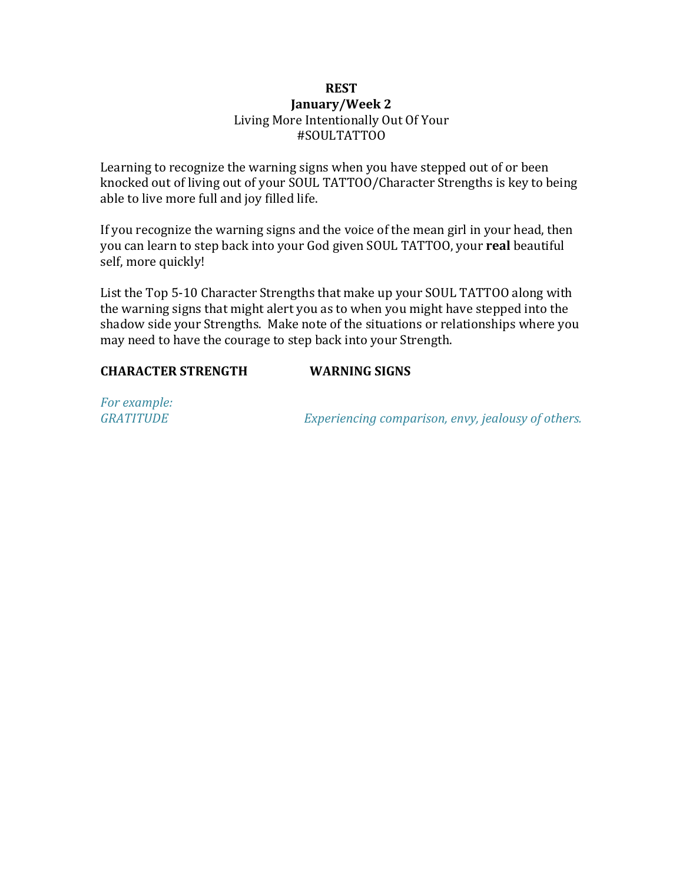**REST**
**January/Week 2**
Living More Intentionally Out Of Your
#SOULTATTOO

Learning to recognize the warning signs when you have stepped out of or been knocked out of living out of your SOUL TATTOO/Character Strengths is key to being able to live more full and joy filled life.

If you recognize the warning signs and the voice of the mean girl in your head, then you can learn to step back into your God given SOUL TATTOO, your **real** beautiful self, more quickly!

List the Top 5-10 Character Strengths that make up your SOUL TATTOO along with the warning signs that might alert you as to when you might have stepped into the shadow side your Strengths. Make note of the situations or relationships where you may need to have the courage to step back into your Strength.

| **CHARACTER STRENGTH** | **WARNING SIGNS** |
|---|---|
| *For example:* | |
| *GRATITUDE* | *Experiencing comparison, envy, jealousy of others.* |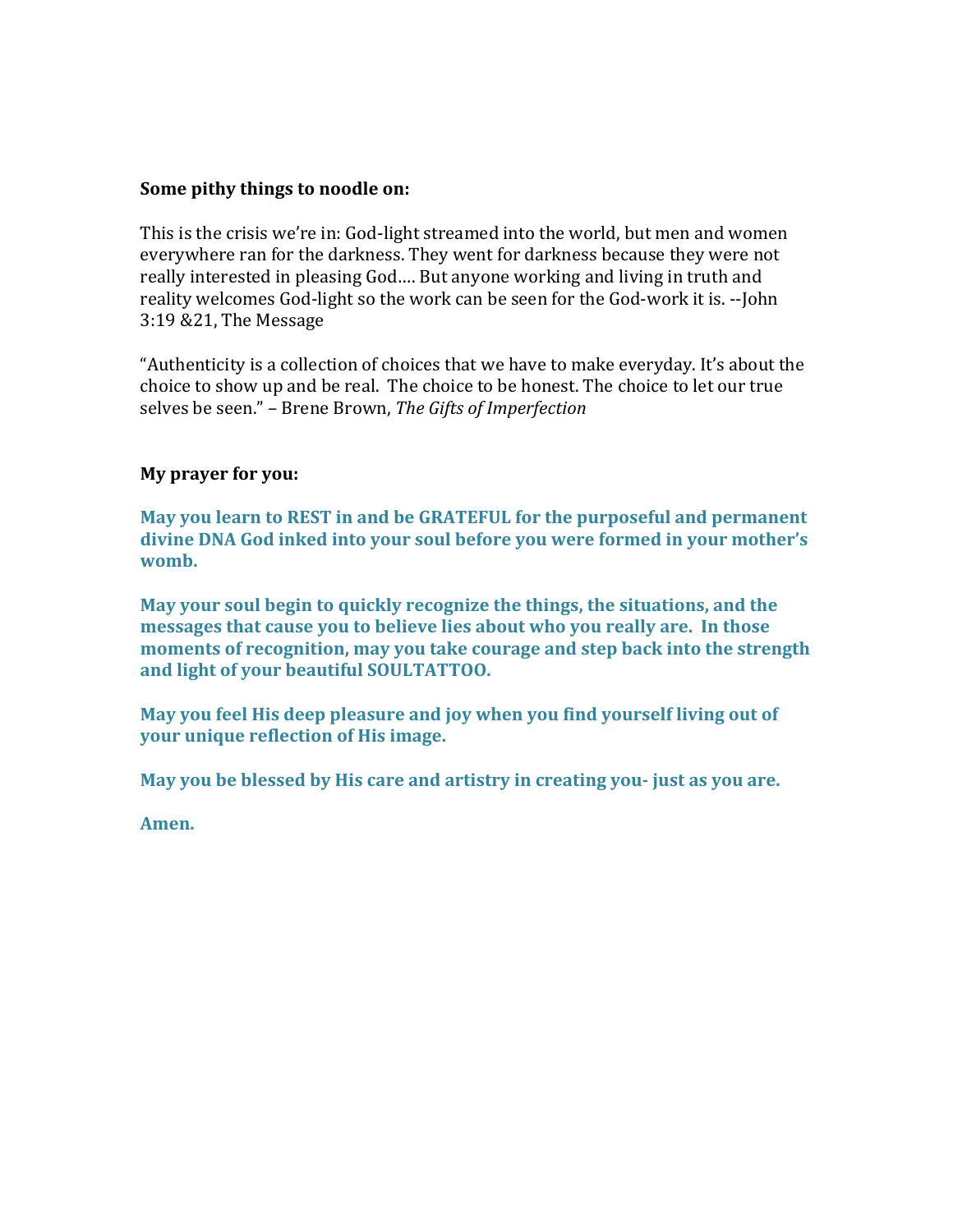**Some pithy things to noodle on:**

This is the crisis we're in: God-light streamed into the world, but men and women everywhere ran for the darkness. They went for darkness because they were not really interested in pleasing God…. But anyone working and living in truth and reality welcomes God-light so the work can be seen for the God-work it is. --John 3:19 &21, The Message

"Authenticity is a collection of choices that we have to make everyday. It's about the choice to show up and be real. The choice to be honest. The choice to let our true selves be seen." – Brene Brown, *The Gifts of Imperfection*

**My prayer for you:**

**May you learn to REST in and be GRATEFUL for the purposeful and permanent divine DNA God inked into your soul before you were formed in your mother's womb.**

**May your soul begin to quickly recognize the things, the situations, and the messages that cause you to believe lies about who you really are. In those moments of recognition, may you take courage and step back into the strength and light of your beautiful SOULTATTOO.**

**May you feel His deep pleasure and joy when you find yourself living out of your unique reflection of His image.**

**May you be blessed by His care and artistry in creating you- just as you are.**

**Amen.**